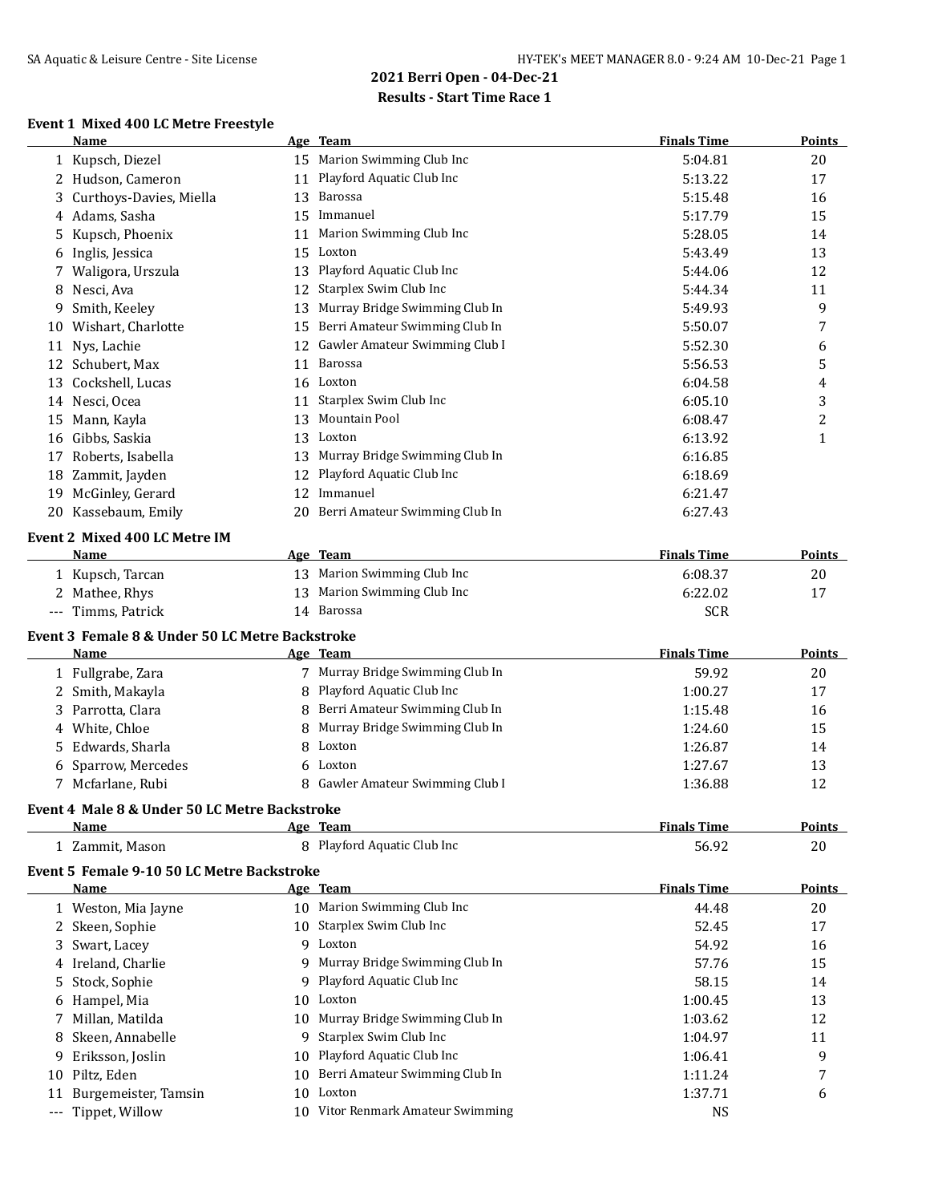## 2021 Berri Open - 04-Dec-21

### Results - Start Time Race 1

#### Event 1 Mixed 400 LC Metre Freestyle

| | Name | Age | Team | Finals Time | Points |
|---|---|---|---|---|---|
| 1 | Kupsch, Diezel | 15 | Marion Swimming Club Inc | 5:04.81 | 20 |
| 2 | Hudson, Cameron | 11 | Playford Aquatic Club Inc | 5:13.22 | 17 |
| 3 | Curthoys-Davies, Miella | 13 | Barossa | 5:15.48 | 16 |
| 4 | Adams, Sasha | 15 | Immanuel | 5:17.79 | 15 |
| 5 | Kupsch, Phoenix | 11 | Marion Swimming Club Inc | 5:28.05 | 14 |
| 6 | Inglis, Jessica | 15 | Loxton | 5:43.49 | 13 |
| 7 | Waligora, Urszula | 13 | Playford Aquatic Club Inc | 5:44.06 | 12 |
| 8 | Nesci, Ava | 12 | Starplex Swim Club Inc | 5:44.34 | 11 |
| 9 | Smith, Keeley | 13 | Murray Bridge Swimming Club In | 5:49.93 | 9 |
| 10 | Wishart, Charlotte | 15 | Berri Amateur Swimming Club In | 5:50.07 | 7 |
| 11 | Nys, Lachie | 12 | Gawler Amateur Swimming Club I | 5:52.30 | 6 |
| 12 | Schubert, Max | 11 | Barossa | 5:56.53 | 5 |
| 13 | Cockshell, Lucas | 16 | Loxton | 6:04.58 | 4 |
| 14 | Nesci, Ocea | 11 | Starplex Swim Club Inc | 6:05.10 | 3 |
| 15 | Mann, Kayla | 13 | Mountain Pool | 6:08.47 | 2 |
| 16 | Gibbs, Saskia | 13 | Loxton | 6:13.92 | 1 |
| 17 | Roberts, Isabella | 13 | Murray Bridge Swimming Club In | 6:16.85 | |
| 18 | Zammit, Jayden | 12 | Playford Aquatic Club Inc | 6:18.69 | |
| 19 | McGinley, Gerard | 12 | Immanuel | 6:21.47 | |
| 20 | Kassebaum, Emily | 20 | Berri Amateur Swimming Club In | 6:27.43 | |

#### Event 2 Mixed 400 LC Metre IM

| | Name | Age | Team | Finals Time | Points |
|---|---|---|---|---|---|
| 1 | Kupsch, Tarcan | 13 | Marion Swimming Club Inc | 6:08.37 | 20 |
| 2 | Mathee, Rhys | 13 | Marion Swimming Club Inc | 6:22.02 | 17 |
| --- | Timms, Patrick | 14 | Barossa | SCR | |

#### Event 3 Female 8 & Under 50 LC Metre Backstroke

| | Name | Age | Team | Finals Time | Points |
|---|---|---|---|---|---|
| 1 | Fullgrabe, Zara | 7 | Murray Bridge Swimming Club In | 59.92 | 20 |
| 2 | Smith, Makayla | 8 | Playford Aquatic Club Inc | 1:00.27 | 17 |
| 3 | Parrotta, Clara | 8 | Berri Amateur Swimming Club In | 1:15.48 | 16 |
| 4 | White, Chloe | 8 | Murray Bridge Swimming Club In | 1:24.60 | 15 |
| 5 | Edwards, Sharla | 8 | Loxton | 1:26.87 | 14 |
| 6 | Sparrow, Mercedes | 6 | Loxton | 1:27.67 | 13 |
| 7 | Mcfarlane, Rubi | 8 | Gawler Amateur Swimming Club I | 1:36.88 | 12 |

#### Event 4 Male 8 & Under 50 LC Metre Backstroke

| | Name | Age | Team | Finals Time | Points |
|---|---|---|---|---|---|
| 1 | Zammit, Mason | 8 | Playford Aquatic Club Inc | 56.92 | 20 |

#### Event 5 Female 9-10 50 LC Metre Backstroke

| | Name | Age | Team | Finals Time | Points |
|---|---|---|---|---|---|
| 1 | Weston, Mia Jayne | 10 | Marion Swimming Club Inc | 44.48 | 20 |
| 2 | Skeen, Sophie | 10 | Starplex Swim Club Inc | 52.45 | 17 |
| 3 | Swart, Lacey | 9 | Loxton | 54.92 | 16 |
| 4 | Ireland, Charlie | 9 | Murray Bridge Swimming Club In | 57.76 | 15 |
| 5 | Stock, Sophie | 9 | Playford Aquatic Club Inc | 58.15 | 14 |
| 6 | Hampel, Mia | 10 | Loxton | 1:00.45 | 13 |
| 7 | Millan, Matilda | 10 | Murray Bridge Swimming Club In | 1:03.62 | 12 |
| 8 | Skeen, Annabelle | 9 | Starplex Swim Club Inc | 1:04.97 | 11 |
| 9 | Eriksson, Joslin | 10 | Playford Aquatic Club Inc | 1:06.41 | 9 |
| 10 | Piltz, Eden | 10 | Berri Amateur Swimming Club In | 1:11.24 | 7 |
| 11 | Burgemeister, Tamsin | 10 | Loxton | 1:37.71 | 6 |
| --- | Tippet, Willow | 10 | Vitor Renmark Amateur Swimming | NS | |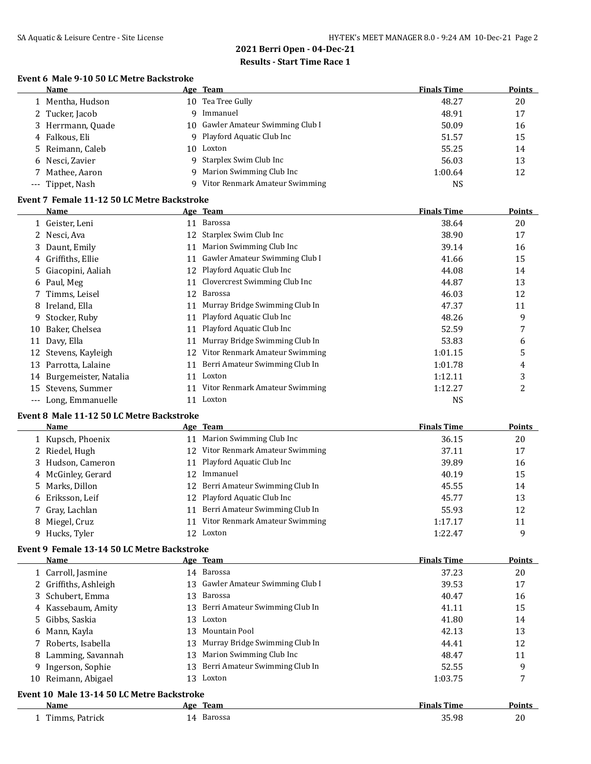## 2021 Berri Open - 04-Dec-21
### Results - Start Time Race 1

**Event 6 Male 9-10 50 LC Metre Backstroke**

| | Name | Age | Team | Finals Time | Points |
|---|---|---|---|---|---|
| 1 | Mentha, Hudson | 10 | Tea Tree Gully | 48.27 | 20 |
| 2 | Tucker, Jacob | 9 | Immanuel | 48.91 | 17 |
| 3 | Herrmann, Quade | 10 | Gawler Amateur Swimming Club I | 50.09 | 16 |
| 4 | Falkous, Eli | 9 | Playford Aquatic Club Inc | 51.57 | 15 |
| 5 | Reimann, Caleb | 10 | Loxton | 55.25 | 14 |
| 6 | Nesci, Zavier | 9 | Starplex Swim Club Inc | 56.03 | 13 |
| 7 | Mathee, Aaron | 9 | Marion Swimming Club Inc | 1:00.64 | 12 |
| --- | Tippet, Nash | 9 | Vitor Renmark Amateur Swimming | NS | |

**Event 7 Female 11-12 50 LC Metre Backstroke**

| | Name | Age | Team | Finals Time | Points |
|---|---|---|---|---|---|
| 1 | Geister, Leni | 11 | Barossa | 38.64 | 20 |
| 2 | Nesci, Ava | 12 | Starplex Swim Club Inc | 38.90 | 17 |
| 3 | Daunt, Emily | 11 | Marion Swimming Club Inc | 39.14 | 16 |
| 4 | Griffiths, Ellie | 11 | Gawler Amateur Swimming Club I | 41.66 | 15 |
| 5 | Giacopini, Aaliah | 12 | Playford Aquatic Club Inc | 44.08 | 14 |
| 6 | Paul, Meg | 11 | Clovercrest Swimming Club Inc | 44.87 | 13 |
| 7 | Timms, Leisel | 12 | Barossa | 46.03 | 12 |
| 8 | Ireland, Ella | 11 | Murray Bridge Swimming Club In | 47.37 | 11 |
| 9 | Stocker, Ruby | 11 | Playford Aquatic Club Inc | 48.26 | 9 |
| 10 | Baker, Chelsea | 11 | Playford Aquatic Club Inc | 52.59 | 7 |
| 11 | Davy, Ella | 11 | Murray Bridge Swimming Club In | 53.83 | 6 |
| 12 | Stevens, Kayleigh | 12 | Vitor Renmark Amateur Swimming | 1:01.15 | 5 |
| 13 | Parrotta, Lalaine | 11 | Berri Amateur Swimming Club In | 1:01.78 | 4 |
| 14 | Burgemeister, Natalia | 11 | Loxton | 1:12.11 | 3 |
| 15 | Stevens, Summer | 11 | Vitor Renmark Amateur Swimming | 1:12.27 | 2 |
| --- | Long, Emmanuelle | 11 | Loxton | NS | |

**Event 8 Male 11-12 50 LC Metre Backstroke**

| | Name | Age | Team | Finals Time | Points |
|---|---|---|---|---|---|
| 1 | Kupsch, Phoenix | 11 | Marion Swimming Club Inc | 36.15 | 20 |
| 2 | Riedel, Hugh | 12 | Vitor Renmark Amateur Swimming | 37.11 | 17 |
| 3 | Hudson, Cameron | 11 | Playford Aquatic Club Inc | 39.89 | 16 |
| 4 | McGinley, Gerard | 12 | Immanuel | 40.19 | 15 |
| 5 | Marks, Dillon | 12 | Berri Amateur Swimming Club In | 45.55 | 14 |
| 6 | Eriksson, Leif | 12 | Playford Aquatic Club Inc | 45.77 | 13 |
| 7 | Gray, Lachlan | 11 | Berri Amateur Swimming Club In | 55.93 | 12 |
| 8 | Miegel, Cruz | 11 | Vitor Renmark Amateur Swimming | 1:17.17 | 11 |
| 9 | Hucks, Tyler | 12 | Loxton | 1:22.47 | 9 |

**Event 9 Female 13-14 50 LC Metre Backstroke**

| | Name | Age | Team | Finals Time | Points |
|---|---|---|---|---|---|
| 1 | Carroll, Jasmine | 14 | Barossa | 37.23 | 20 |
| 2 | Griffiths, Ashleigh | 13 | Gawler Amateur Swimming Club I | 39.53 | 17 |
| 3 | Schubert, Emma | 13 | Barossa | 40.47 | 16 |
| 4 | Kassebaum, Amity | 13 | Berri Amateur Swimming Club In | 41.11 | 15 |
| 5 | Gibbs, Saskia | 13 | Loxton | 41.80 | 14 |
| 6 | Mann, Kayla | 13 | Mountain Pool | 42.13 | 13 |
| 7 | Roberts, Isabella | 13 | Murray Bridge Swimming Club In | 44.41 | 12 |
| 8 | Lamming, Savannah | 13 | Marion Swimming Club Inc | 48.47 | 11 |
| 9 | Ingerson, Sophie | 13 | Berri Amateur Swimming Club In | 52.55 | 9 |
| 10 | Reimann, Abigael | 13 | Loxton | 1:03.75 | 7 |

**Event 10 Male 13-14 50 LC Metre Backstroke**

| | Name | Age | Team | Finals Time | Points |
|---|---|---|---|---|---|
| 1 | Timms, Patrick | 14 | Barossa | 35.98 | 20 |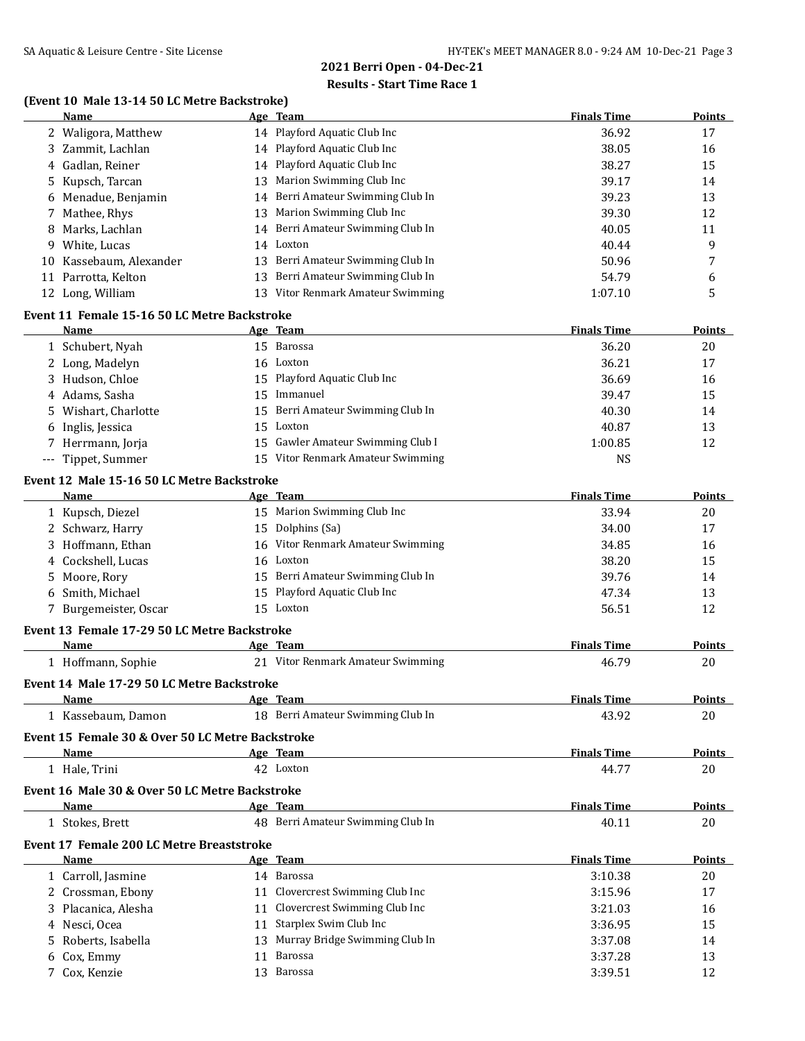## 2021 Berri Open - 04-Dec-21

### Results - Start Time Race 1

**(Event 10 Male 13-14 50 LC Metre Backstroke)**

| | Name | Age | Team | Finals Time | Points |
|---|---|---|---|---|---|
| 2 | Waligora, Matthew | 14 | Playford Aquatic Club Inc | 36.92 | 17 |
| 3 | Zammit, Lachlan | 14 | Playford Aquatic Club Inc | 38.05 | 16 |
| 4 | Gadlan, Reiner | 14 | Playford Aquatic Club Inc | 38.27 | 15 |
| 5 | Kupsch, Tarcan | 13 | Marion Swimming Club Inc | 39.17 | 14 |
| 6 | Menadue, Benjamin | 14 | Berri Amateur Swimming Club In | 39.23 | 13 |
| 7 | Mathee, Rhys | 13 | Marion Swimming Club Inc | 39.30 | 12 |
| 8 | Marks, Lachlan | 14 | Berri Amateur Swimming Club In | 40.05 | 11 |
| 9 | White, Lucas | 14 | Loxton | 40.44 | 9 |
| 10 | Kassebaum, Alexander | 13 | Berri Amateur Swimming Club In | 50.96 | 7 |
| 11 | Parrotta, Kelton | 13 | Berri Amateur Swimming Club In | 54.79 | 6 |
| 12 | Long, William | 13 | Vitor Renmark Amateur Swimming | 1:07.10 | 5 |

**Event 11 Female 15-16 50 LC Metre Backstroke**

| | Name | Age | Team | Finals Time | Points |
|---|---|---|---|---|---|
| 1 | Schubert, Nyah | 15 | Barossa | 36.20 | 20 |
| 2 | Long, Madelyn | 16 | Loxton | 36.21 | 17 |
| 3 | Hudson, Chloe | 15 | Playford Aquatic Club Inc | 36.69 | 16 |
| 4 | Adams, Sasha | 15 | Immanuel | 39.47 | 15 |
| 5 | Wishart, Charlotte | 15 | Berri Amateur Swimming Club In | 40.30 | 14 |
| 6 | Inglis, Jessica | 15 | Loxton | 40.87 | 13 |
| 7 | Herrmann, Jorja | 15 | Gawler Amateur Swimming Club I | 1:00.85 | 12 |
| --- | Tippet, Summer | 15 | Vitor Renmark Amateur Swimming | NS | |

**Event 12 Male 15-16 50 LC Metre Backstroke**

| | Name | Age | Team | Finals Time | Points |
|---|---|---|---|---|---|
| 1 | Kupsch, Diezel | 15 | Marion Swimming Club Inc | 33.94 | 20 |
| 2 | Schwarz, Harry | 15 | Dolphins (Sa) | 34.00 | 17 |
| 3 | Hoffmann, Ethan | 16 | Vitor Renmark Amateur Swimming | 34.85 | 16 |
| 4 | Cockshell, Lucas | 16 | Loxton | 38.20 | 15 |
| 5 | Moore, Rory | 15 | Berri Amateur Swimming Club In | 39.76 | 14 |
| 6 | Smith, Michael | 15 | Playford Aquatic Club Inc | 47.34 | 13 |
| 7 | Burgemeister, Oscar | 15 | Loxton | 56.51 | 12 |

**Event 13 Female 17-29 50 LC Metre Backstroke**

| | Name | Age | Team | Finals Time | Points |
|---|---|---|---|---|---|
| 1 | Hoffmann, Sophie | 21 | Vitor Renmark Amateur Swimming | 46.79 | 20 |

**Event 14 Male 17-29 50 LC Metre Backstroke**

| | Name | Age | Team | Finals Time | Points |
|---|---|---|---|---|---|
| 1 | Kassebaum, Damon | 18 | Berri Amateur Swimming Club In | 43.92 | 20 |

**Event 15 Female 30 & Over 50 LC Metre Backstroke**

| | Name | Age | Team | Finals Time | Points |
|---|---|---|---|---|---|
| 1 | Hale, Trini | 42 | Loxton | 44.77 | 20 |

**Event 16 Male 30 & Over 50 LC Metre Backstroke**

| | Name | Age | Team | Finals Time | Points |
|---|---|---|---|---|---|
| 1 | Stokes, Brett | 48 | Berri Amateur Swimming Club In | 40.11 | 20 |

**Event 17 Female 200 LC Metre Breaststroke**

| | Name | Age | Team | Finals Time | Points |
|---|---|---|---|---|---|
| 1 | Carroll, Jasmine | 14 | Barossa | 3:10.38 | 20 |
| 2 | Crossman, Ebony | 11 | Clovercrest Swimming Club Inc | 3:15.96 | 17 |
| 3 | Placanica, Alesha | 11 | Clovercrest Swimming Club Inc | 3:21.03 | 16 |
| 4 | Nesci, Ocea | 11 | Starplex Swim Club Inc | 3:36.95 | 15 |
| 5 | Roberts, Isabella | 13 | Murray Bridge Swimming Club In | 3:37.08 | 14 |
| 6 | Cox, Emmy | 11 | Barossa | 3:37.28 | 13 |
| 7 | Cox, Kenzie | 13 | Barossa | 3:39.51 | 12 |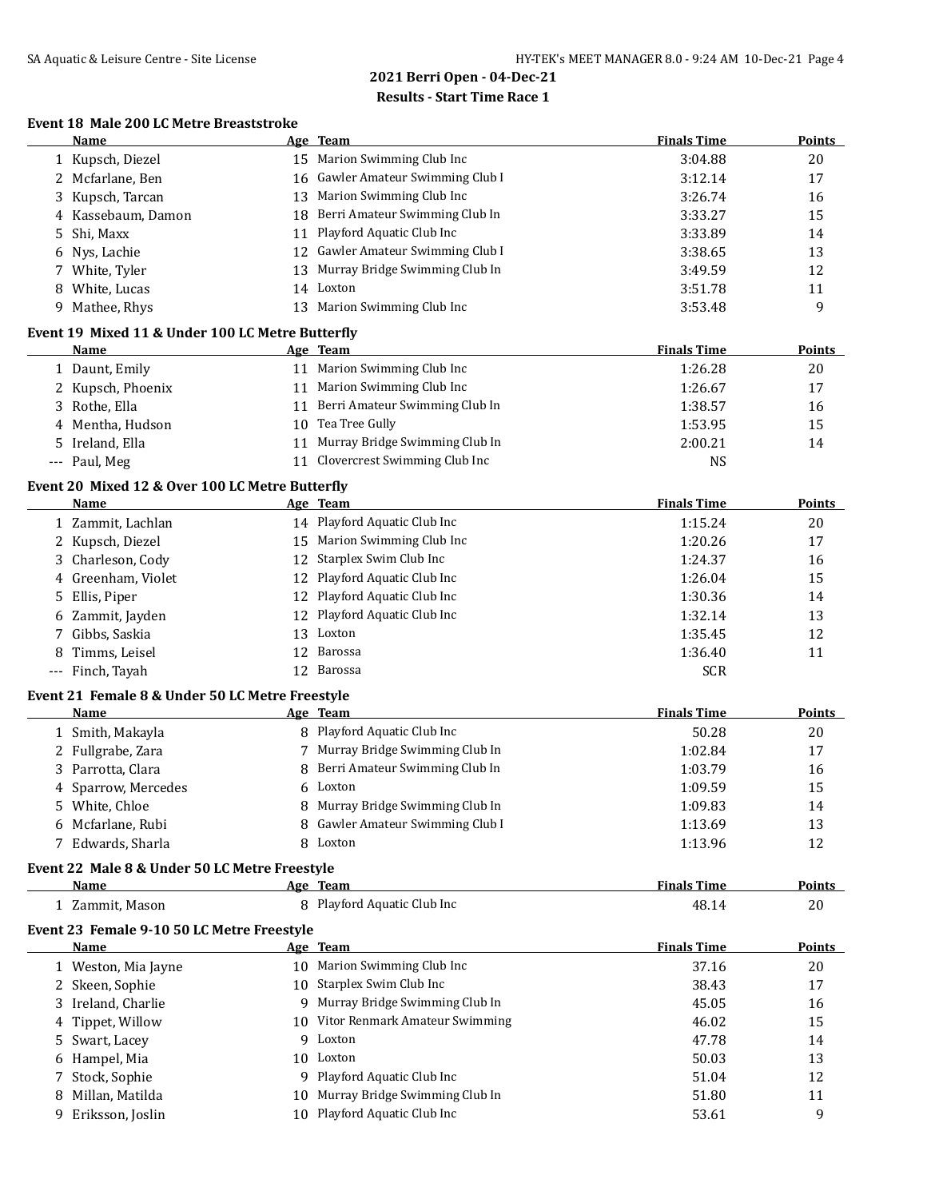## 2021 Berri Open - 04-Dec-21

### Results - Start Time Race 1

**Event 18 Male 200 LC Metre Breaststroke**

| | Name | Age | Team | Finals Time | Points |
|---|---|---|---|---|---|
| 1 | Kupsch, Diezel | 15 | Marion Swimming Club Inc | 3:04.88 | 20 |
| 2 | Mcfarlane, Ben | 16 | Gawler Amateur Swimming Club I | 3:12.14 | 17 |
| 3 | Kupsch, Tarcan | 13 | Marion Swimming Club Inc | 3:26.74 | 16 |
| 4 | Kassebaum, Damon | 18 | Berri Amateur Swimming Club In | 3:33.27 | 15 |
| 5 | Shi, Maxx | 11 | Playford Aquatic Club Inc | 3:33.89 | 14 |
| 6 | Nys, Lachie | 12 | Gawler Amateur Swimming Club I | 3:38.65 | 13 |
| 7 | White, Tyler | 13 | Murray Bridge Swimming Club In | 3:49.59 | 12 |
| 8 | White, Lucas | 14 | Loxton | 3:51.78 | 11 |
| 9 | Mathee, Rhys | 13 | Marion Swimming Club Inc | 3:53.48 | 9 |

**Event 19 Mixed 11 & Under 100 LC Metre Butterfly**

| | Name | Age | Team | Finals Time | Points |
|---|---|---|---|---|---|
| 1 | Daunt, Emily | 11 | Marion Swimming Club Inc | 1:26.28 | 20 |
| 2 | Kupsch, Phoenix | 11 | Marion Swimming Club Inc | 1:26.67 | 17 |
| 3 | Rothe, Ella | 11 | Berri Amateur Swimming Club In | 1:38.57 | 16 |
| 4 | Mentha, Hudson | 10 | Tea Tree Gully | 1:53.95 | 15 |
| 5 | Ireland, Ella | 11 | Murray Bridge Swimming Club In | 2:00.21 | 14 |
| --- | Paul, Meg | 11 | Clovercrest Swimming Club Inc | NS | |

**Event 20 Mixed 12 & Over 100 LC Metre Butterfly**

| | Name | Age | Team | Finals Time | Points |
|---|---|---|---|---|---|
| 1 | Zammit, Lachlan | 14 | Playford Aquatic Club Inc | 1:15.24 | 20 |
| 2 | Kupsch, Diezel | 15 | Marion Swimming Club Inc | 1:20.26 | 17 |
| 3 | Charleson, Cody | 12 | Starplex Swim Club Inc | 1:24.37 | 16 |
| 4 | Greenham, Violet | 12 | Playford Aquatic Club Inc | 1:26.04 | 15 |
| 5 | Ellis, Piper | 12 | Playford Aquatic Club Inc | 1:30.36 | 14 |
| 6 | Zammit, Jayden | 12 | Playford Aquatic Club Inc | 1:32.14 | 13 |
| 7 | Gibbs, Saskia | 13 | Loxton | 1:35.45 | 12 |
| 8 | Timms, Leisel | 12 | Barossa | 1:36.40 | 11 |
| --- | Finch, Tayah | 12 | Barossa | SCR | |

**Event 21 Female 8 & Under 50 LC Metre Freestyle**

| | Name | Age | Team | Finals Time | Points |
|---|---|---|---|---|---|
| 1 | Smith, Makayla | 8 | Playford Aquatic Club Inc | 50.28 | 20 |
| 2 | Fullgrabe, Zara | 7 | Murray Bridge Swimming Club In | 1:02.84 | 17 |
| 3 | Parrotta, Clara | 8 | Berri Amateur Swimming Club In | 1:03.79 | 16 |
| 4 | Sparrow, Mercedes | 6 | Loxton | 1:09.59 | 15 |
| 5 | White, Chloe | 8 | Murray Bridge Swimming Club In | 1:09.83 | 14 |
| 6 | Mcfarlane, Rubi | 8 | Gawler Amateur Swimming Club I | 1:13.69 | 13 |
| 7 | Edwards, Sharla | 8 | Loxton | 1:13.96 | 12 |

**Event 22 Male 8 & Under 50 LC Metre Freestyle**

| | Name | Age | Team | Finals Time | Points |
|---|---|---|---|---|---|
| 1 | Zammit, Mason | 8 | Playford Aquatic Club Inc | 48.14 | 20 |

**Event 23 Female 9-10 50 LC Metre Freestyle**

| | Name | Age | Team | Finals Time | Points |
|---|---|---|---|---|---|
| 1 | Weston, Mia Jayne | 10 | Marion Swimming Club Inc | 37.16 | 20 |
| 2 | Skeen, Sophie | 10 | Starplex Swim Club Inc | 38.43 | 17 |
| 3 | Ireland, Charlie | 9 | Murray Bridge Swimming Club In | 45.05 | 16 |
| 4 | Tippet, Willow | 10 | Vitor Renmark Amateur Swimming | 46.02 | 15 |
| 5 | Swart, Lacey | 9 | Loxton | 47.78 | 14 |
| 6 | Hampel, Mia | 10 | Loxton | 50.03 | 13 |
| 7 | Stock, Sophie | 9 | Playford Aquatic Club Inc | 51.04 | 12 |
| 8 | Millan, Matilda | 10 | Murray Bridge Swimming Club In | 51.80 | 11 |
| 9 | Eriksson, Joslin | 10 | Playford Aquatic Club Inc | 53.61 | 9 |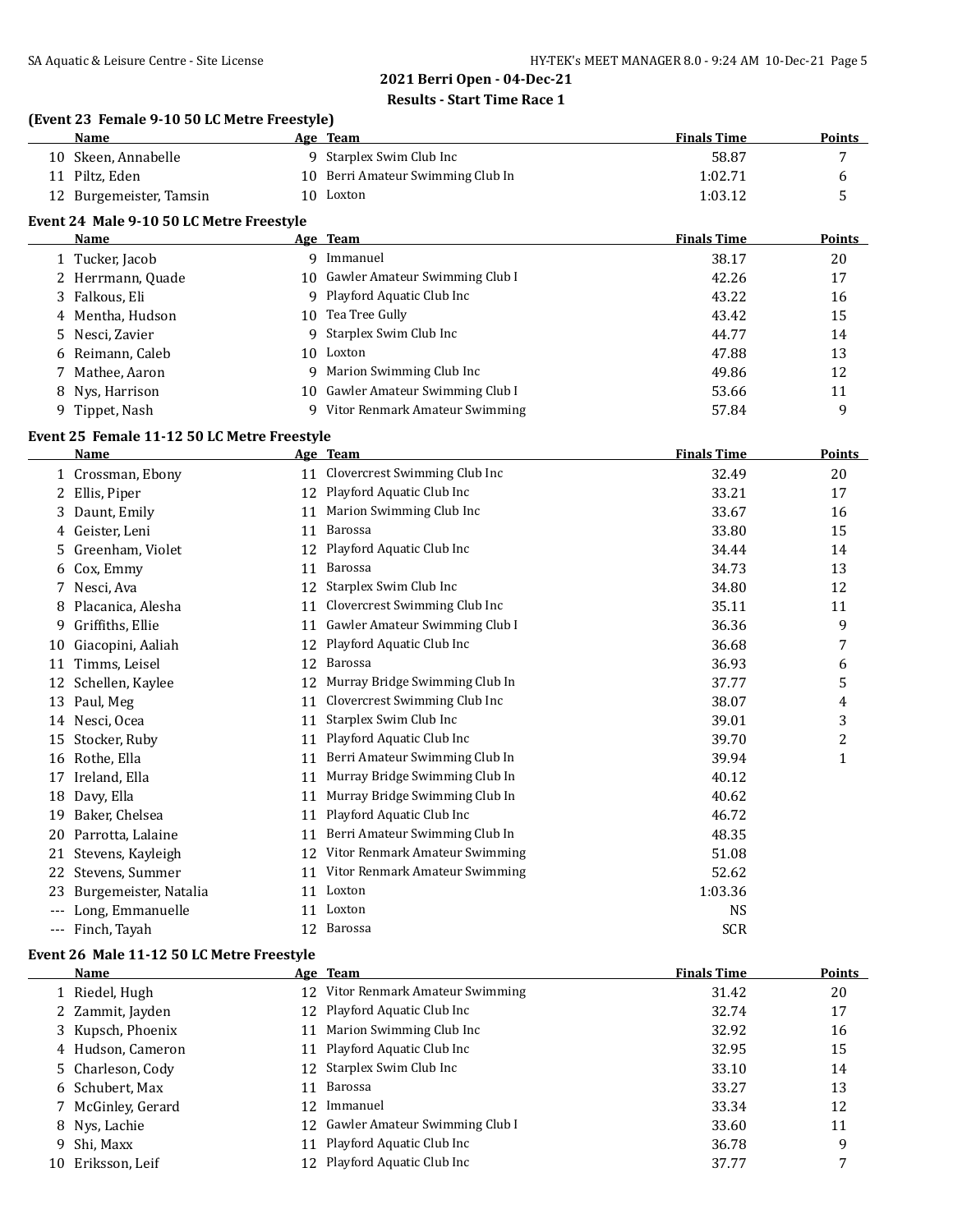## 2021 Berri Open - 04-Dec-21

### Results - Start Time Race 1

**(Event 23 Female 9-10 50 LC Metre Freestyle)**

| | Name | Age | Team | Finals Time | Points |
|---|---|---|---|---|---|
| 10 | Skeen, Annabelle | 9 | Starplex Swim Club Inc | 58.87 | 7 |
| 11 | Piltz, Eden | 10 | Berri Amateur Swimming Club In | 1:02.71 | 6 |
| 12 | Burgemeister, Tamsin | 10 | Loxton | 1:03.12 | 5 |

**Event 24 Male 9-10 50 LC Metre Freestyle**

| | Name | Age | Team | Finals Time | Points |
|---|---|---|---|---|---|
| 1 | Tucker, Jacob | 9 | Immanuel | 38.17 | 20 |
| 2 | Herrmann, Quade | 10 | Gawler Amateur Swimming Club I | 42.26 | 17 |
| 3 | Falkous, Eli | 9 | Playford Aquatic Club Inc | 43.22 | 16 |
| 4 | Mentha, Hudson | 10 | Tea Tree Gully | 43.42 | 15 |
| 5 | Nesci, Zavier | 9 | Starplex Swim Club Inc | 44.77 | 14 |
| 6 | Reimann, Caleb | 10 | Loxton | 47.88 | 13 |
| 7 | Mathee, Aaron | 9 | Marion Swimming Club Inc | 49.86 | 12 |
| 8 | Nys, Harrison | 10 | Gawler Amateur Swimming Club I | 53.66 | 11 |
| 9 | Tippet, Nash | 9 | Vitor Renmark Amateur Swimming | 57.84 | 9 |

**Event 25 Female 11-12 50 LC Metre Freestyle**

| | Name | Age | Team | Finals Time | Points |
|---|---|---|---|---|---|
| 1 | Crossman, Ebony | 11 | Clovercrest Swimming Club Inc | 32.49 | 20 |
| 2 | Ellis, Piper | 12 | Playford Aquatic Club Inc | 33.21 | 17 |
| 3 | Daunt, Emily | 11 | Marion Swimming Club Inc | 33.67 | 16 |
| 4 | Geister, Leni | 11 | Barossa | 33.80 | 15 |
| 5 | Greenham, Violet | 12 | Playford Aquatic Club Inc | 34.44 | 14 |
| 6 | Cox, Emmy | 11 | Barossa | 34.73 | 13 |
| 7 | Nesci, Ava | 12 | Starplex Swim Club Inc | 34.80 | 12 |
| 8 | Placanica, Alesha | 11 | Clovercrest Swimming Club Inc | 35.11 | 11 |
| 9 | Griffiths, Ellie | 11 | Gawler Amateur Swimming Club I | 36.36 | 9 |
| 10 | Giacopini, Aaliah | 12 | Playford Aquatic Club Inc | 36.68 | 7 |
| 11 | Timms, Leisel | 12 | Barossa | 36.93 | 6 |
| 12 | Schellen, Kaylee | 12 | Murray Bridge Swimming Club In | 37.77 | 5 |
| 13 | Paul, Meg | 11 | Clovercrest Swimming Club Inc | 38.07 | 4 |
| 14 | Nesci, Ocea | 11 | Starplex Swim Club Inc | 39.01 | 3 |
| 15 | Stocker, Ruby | 11 | Playford Aquatic Club Inc | 39.70 | 2 |
| 16 | Rothe, Ella | 11 | Berri Amateur Swimming Club In | 39.94 | 1 |
| 17 | Ireland, Ella | 11 | Murray Bridge Swimming Club In | 40.12 | |
| 18 | Davy, Ella | 11 | Murray Bridge Swimming Club In | 40.62 | |
| 19 | Baker, Chelsea | 11 | Playford Aquatic Club Inc | 46.72 | |
| 20 | Parrotta, Lalaine | 11 | Berri Amateur Swimming Club In | 48.35 | |
| 21 | Stevens, Kayleigh | 12 | Vitor Renmark Amateur Swimming | 51.08 | |
| 22 | Stevens, Summer | 11 | Vitor Renmark Amateur Swimming | 52.62 | |
| 23 | Burgemeister, Natalia | 11 | Loxton | 1:03.36 | |
| --- | Long, Emmanuelle | 11 | Loxton | NS | |
| --- | Finch, Tayah | 12 | Barossa | SCR | |

**Event 26 Male 11-12 50 LC Metre Freestyle**

| | Name | Age | Team | Finals Time | Points |
|---|---|---|---|---|---|
| 1 | Riedel, Hugh | 12 | Vitor Renmark Amateur Swimming | 31.42 | 20 |
| 2 | Zammit, Jayden | 12 | Playford Aquatic Club Inc | 32.74 | 17 |
| 3 | Kupsch, Phoenix | 11 | Marion Swimming Club Inc | 32.92 | 16 |
| 4 | Hudson, Cameron | 11 | Playford Aquatic Club Inc | 32.95 | 15 |
| 5 | Charleson, Cody | 12 | Starplex Swim Club Inc | 33.10 | 14 |
| 6 | Schubert, Max | 11 | Barossa | 33.27 | 13 |
| 7 | McGinley, Gerard | 12 | Immanuel | 33.34 | 12 |
| 8 | Nys, Lachie | 12 | Gawler Amateur Swimming Club I | 33.60 | 11 |
| 9 | Shi, Maxx | 11 | Playford Aquatic Club Inc | 36.78 | 9 |
| 10 | Eriksson, Leif | 12 | Playford Aquatic Club Inc | 37.77 | 7 |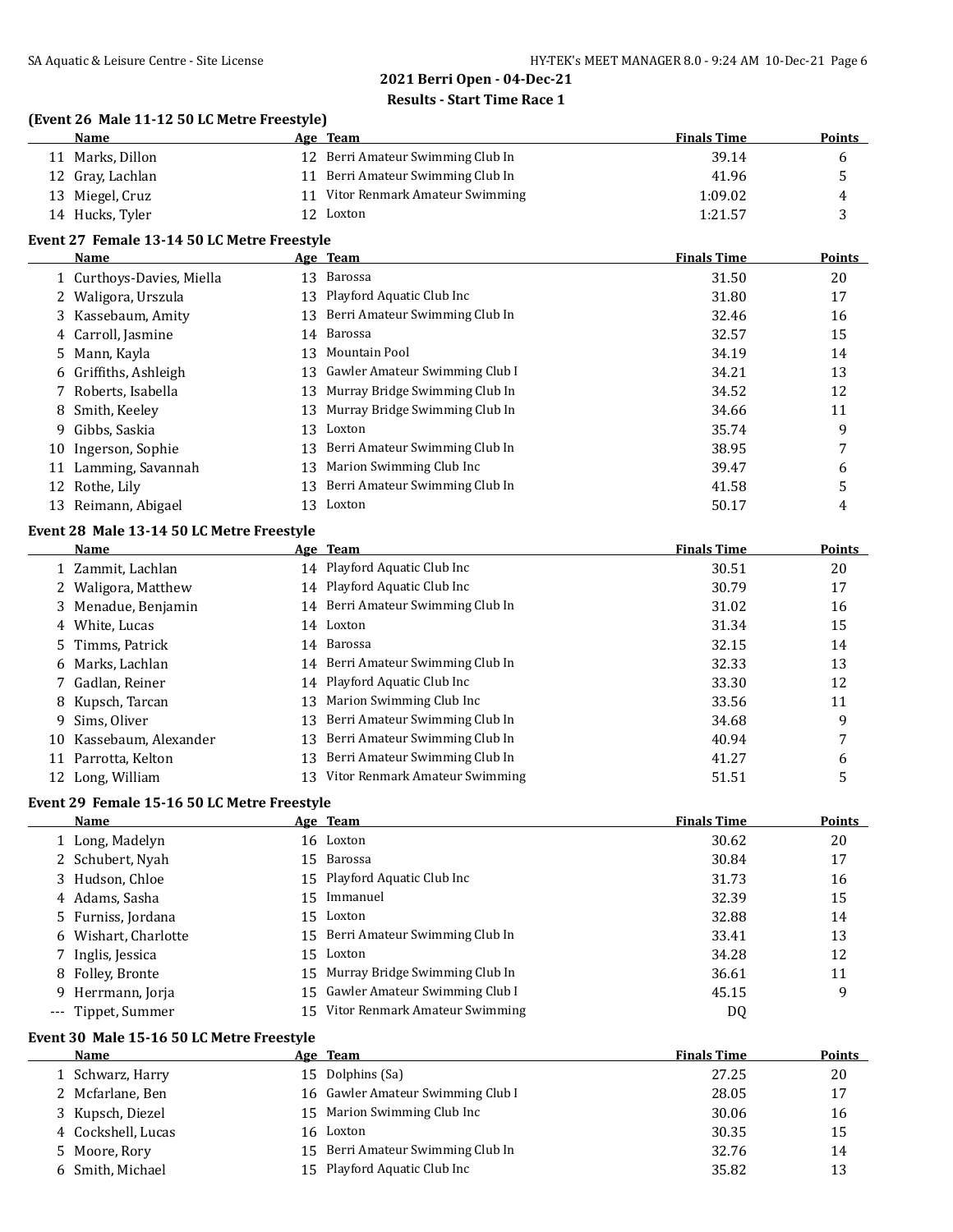## 2021 Berri Open - 04-Dec-21

### Results - Start Time Race 1

**(Event 26 Male 11-12 50 LC Metre Freestyle)**

| | Name | Age | Team | Finals Time | Points |
|---|---|---|---|---|---|
| 11 | Marks, Dillon | 12 | Berri Amateur Swimming Club In | 39.14 | 6 |
| 12 | Gray, Lachlan | 11 | Berri Amateur Swimming Club In | 41.96 | 5 |
| 13 | Miegel, Cruz | 11 | Vitor Renmark Amateur Swimming | 1:09.02 | 4 |
| 14 | Hucks, Tyler | 12 | Loxton | 1:21.57 | 3 |

**Event 27 Female 13-14 50 LC Metre Freestyle**

| | Name | Age | Team | Finals Time | Points |
|---|---|---|---|---|---|
| 1 | Curthoys-Davies, Miella | 13 | Barossa | 31.50 | 20 |
| 2 | Waligora, Urszula | 13 | Playford Aquatic Club Inc | 31.80 | 17 |
| 3 | Kassebaum, Amity | 13 | Berri Amateur Swimming Club In | 32.46 | 16 |
| 4 | Carroll, Jasmine | 14 | Barossa | 32.57 | 15 |
| 5 | Mann, Kayla | 13 | Mountain Pool | 34.19 | 14 |
| 6 | Griffiths, Ashleigh | 13 | Gawler Amateur Swimming Club I | 34.21 | 13 |
| 7 | Roberts, Isabella | 13 | Murray Bridge Swimming Club In | 34.52 | 12 |
| 8 | Smith, Keeley | 13 | Murray Bridge Swimming Club In | 34.66 | 11 |
| 9 | Gibbs, Saskia | 13 | Loxton | 35.74 | 9 |
| 10 | Ingerson, Sophie | 13 | Berri Amateur Swimming Club In | 38.95 | 7 |
| 11 | Lamming, Savannah | 13 | Marion Swimming Club Inc | 39.47 | 6 |
| 12 | Rothe, Lily | 13 | Berri Amateur Swimming Club In | 41.58 | 5 |
| 13 | Reimann, Abigael | 13 | Loxton | 50.17 | 4 |

**Event 28 Male 13-14 50 LC Metre Freestyle**

| | Name | Age | Team | Finals Time | Points |
|---|---|---|---|---|---|
| 1 | Zammit, Lachlan | 14 | Playford Aquatic Club Inc | 30.51 | 20 |
| 2 | Waligora, Matthew | 14 | Playford Aquatic Club Inc | 30.79 | 17 |
| 3 | Menadue, Benjamin | 14 | Berri Amateur Swimming Club In | 31.02 | 16 |
| 4 | White, Lucas | 14 | Loxton | 31.34 | 15 |
| 5 | Timms, Patrick | 14 | Barossa | 32.15 | 14 |
| 6 | Marks, Lachlan | 14 | Berri Amateur Swimming Club In | 32.33 | 13 |
| 7 | Gadlan, Reiner | 14 | Playford Aquatic Club Inc | 33.30 | 12 |
| 8 | Kupsch, Tarcan | 13 | Marion Swimming Club Inc | 33.56 | 11 |
| 9 | Sims, Oliver | 13 | Berri Amateur Swimming Club In | 34.68 | 9 |
| 10 | Kassebaum, Alexander | 13 | Berri Amateur Swimming Club In | 40.94 | 7 |
| 11 | Parrotta, Kelton | 13 | Berri Amateur Swimming Club In | 41.27 | 6 |
| 12 | Long, William | 13 | Vitor Renmark Amateur Swimming | 51.51 | 5 |

**Event 29 Female 15-16 50 LC Metre Freestyle**

| | Name | Age | Team | Finals Time | Points |
|---|---|---|---|---|---|
| 1 | Long, Madelyn | 16 | Loxton | 30.62 | 20 |
| 2 | Schubert, Nyah | 15 | Barossa | 30.84 | 17 |
| 3 | Hudson, Chloe | 15 | Playford Aquatic Club Inc | 31.73 | 16 |
| 4 | Adams, Sasha | 15 | Immanuel | 32.39 | 15 |
| 5 | Furniss, Jordana | 15 | Loxton | 32.88 | 14 |
| 6 | Wishart, Charlotte | 15 | Berri Amateur Swimming Club In | 33.41 | 13 |
| 7 | Inglis, Jessica | 15 | Loxton | 34.28 | 12 |
| 8 | Folley, Bronte | 15 | Murray Bridge Swimming Club In | 36.61 | 11 |
| 9 | Herrmann, Jorja | 15 | Gawler Amateur Swimming Club I | 45.15 | 9 |
| --- | Tippet, Summer | 15 | Vitor Renmark Amateur Swimming | DQ | |

**Event 30 Male 15-16 50 LC Metre Freestyle**

| | Name | Age | Team | Finals Time | Points |
|---|---|---|---|---|---|
| 1 | Schwarz, Harry | 15 | Dolphins (Sa) | 27.25 | 20 |
| 2 | Mcfarlane, Ben | 16 | Gawler Amateur Swimming Club I | 28.05 | 17 |
| 3 | Kupsch, Diezel | 15 | Marion Swimming Club Inc | 30.06 | 16 |
| 4 | Cockshell, Lucas | 16 | Loxton | 30.35 | 15 |
| 5 | Moore, Rory | 15 | Berri Amateur Swimming Club In | 32.76 | 14 |
| 6 | Smith, Michael | 15 | Playford Aquatic Club Inc | 35.82 | 13 |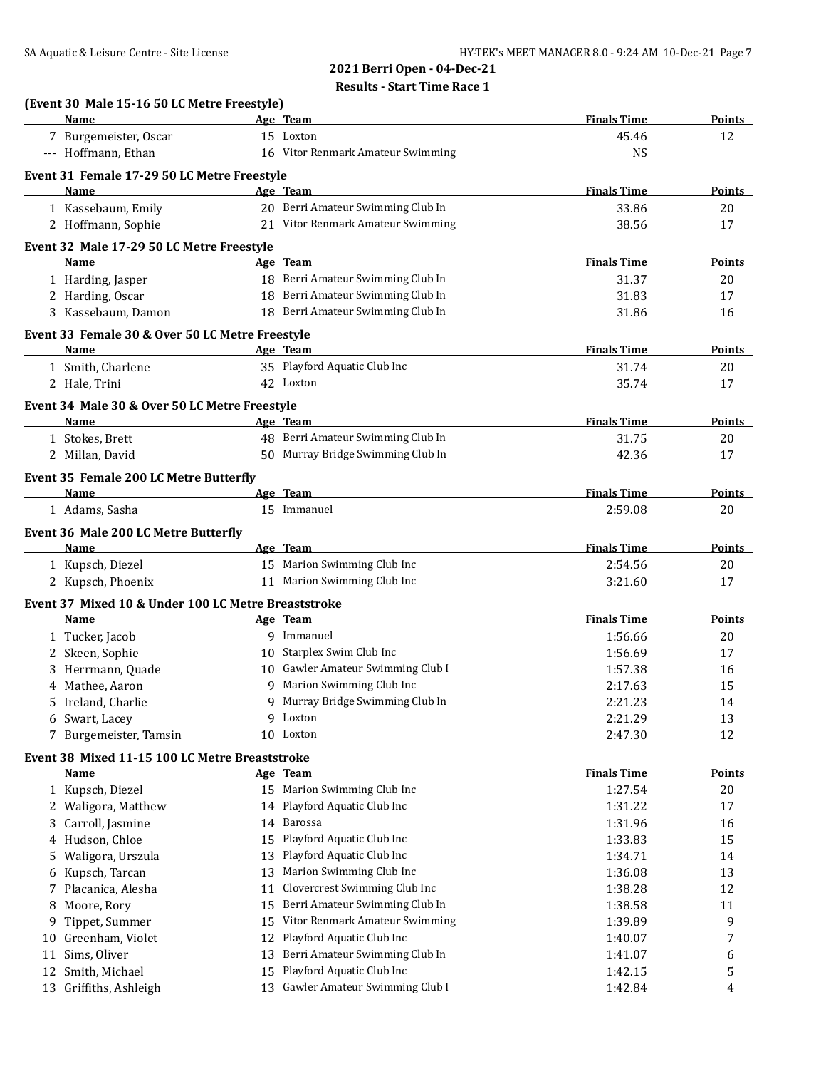## 2021 Berri Open - 04-Dec-21

### Results - Start Time Race 1

**(Event 30 Male 15-16 50 LC Metre Freestyle)**

| | Name | Age | Team | Finals Time | Points |
|---|---|---|---|---|---|
| 7 | Burgemeister, Oscar | 15 | Loxton | 45.46 | 12 |
| --- | Hoffmann, Ethan | 16 | Vitor Renmark Amateur Swimming | NS | |

**Event 31 Female 17-29 50 LC Metre Freestyle**

| | Name | Age | Team | Finals Time | Points |
|---|---|---|---|---|---|
| 1 | Kassebaum, Emily | 20 | Berri Amateur Swimming Club In | 33.86 | 20 |
| 2 | Hoffmann, Sophie | 21 | Vitor Renmark Amateur Swimming | 38.56 | 17 |

**Event 32 Male 17-29 50 LC Metre Freestyle**

| | Name | Age | Team | Finals Time | Points |
|---|---|---|---|---|---|
| 1 | Harding, Jasper | 18 | Berri Amateur Swimming Club In | 31.37 | 20 |
| 2 | Harding, Oscar | 18 | Berri Amateur Swimming Club In | 31.83 | 17 |
| 3 | Kassebaum, Damon | 18 | Berri Amateur Swimming Club In | 31.86 | 16 |

**Event 33 Female 30 & Over 50 LC Metre Freestyle**

| | Name | Age | Team | Finals Time | Points |
|---|---|---|---|---|---|
| 1 | Smith, Charlene | 35 | Playford Aquatic Club Inc | 31.74 | 20 |
| 2 | Hale, Trini | 42 | Loxton | 35.74 | 17 |

**Event 34 Male 30 & Over 50 LC Metre Freestyle**

| | Name | Age | Team | Finals Time | Points |
|---|---|---|---|---|---|
| 1 | Stokes, Brett | 48 | Berri Amateur Swimming Club In | 31.75 | 20 |
| 2 | Millan, David | 50 | Murray Bridge Swimming Club In | 42.36 | 17 |

**Event 35 Female 200 LC Metre Butterfly**

| | Name | Age | Team | Finals Time | Points |
|---|---|---|---|---|---|
| 1 | Adams, Sasha | 15 | Immanuel | 2:59.08 | 20 |

**Event 36 Male 200 LC Metre Butterfly**

| | Name | Age | Team | Finals Time | Points |
|---|---|---|---|---|---|
| 1 | Kupsch, Diezel | 15 | Marion Swimming Club Inc | 2:54.56 | 20 |
| 2 | Kupsch, Phoenix | 11 | Marion Swimming Club Inc | 3:21.60 | 17 |

**Event 37 Mixed 10 & Under 100 LC Metre Breaststroke**

| | Name | Age | Team | Finals Time | Points |
|---|---|---|---|---|---|
| 1 | Tucker, Jacob | 9 | Immanuel | 1:56.66 | 20 |
| 2 | Skeen, Sophie | 10 | Starplex Swim Club Inc | 1:56.69 | 17 |
| 3 | Herrmann, Quade | 10 | Gawler Amateur Swimming Club I | 1:57.38 | 16 |
| 4 | Mathee, Aaron | 9 | Marion Swimming Club Inc | 2:17.63 | 15 |
| 5 | Ireland, Charlie | 9 | Murray Bridge Swimming Club In | 2:21.23 | 14 |
| 6 | Swart, Lacey | 9 | Loxton | 2:21.29 | 13 |
| 7 | Burgemeister, Tamsin | 10 | Loxton | 2:47.30 | 12 |

**Event 38 Mixed 11-15 100 LC Metre Breaststroke**

| | Name | Age | Team | Finals Time | Points |
|---|---|---|---|---|---|
| 1 | Kupsch, Diezel | 15 | Marion Swimming Club Inc | 1:27.54 | 20 |
| 2 | Waligora, Matthew | 14 | Playford Aquatic Club Inc | 1:31.22 | 17 |
| 3 | Carroll, Jasmine | 14 | Barossa | 1:31.96 | 16 |
| 4 | Hudson, Chloe | 15 | Playford Aquatic Club Inc | 1:33.83 | 15 |
| 5 | Waligora, Urszula | 13 | Playford Aquatic Club Inc | 1:34.71 | 14 |
| 6 | Kupsch, Tarcan | 13 | Marion Swimming Club Inc | 1:36.08 | 13 |
| 7 | Placanica, Alesha | 11 | Clovercrest Swimming Club Inc | 1:38.28 | 12 |
| 8 | Moore, Rory | 15 | Berri Amateur Swimming Club In | 1:38.58 | 11 |
| 9 | Tippet, Summer | 15 | Vitor Renmark Amateur Swimming | 1:39.89 | 9 |
| 10 | Greenham, Violet | 12 | Playford Aquatic Club Inc | 1:40.07 | 7 |
| 11 | Sims, Oliver | 13 | Berri Amateur Swimming Club In | 1:41.07 | 6 |
| 12 | Smith, Michael | 15 | Playford Aquatic Club Inc | 1:42.15 | 5 |
| 13 | Griffiths, Ashleigh | 13 | Gawler Amateur Swimming Club I | 1:42.84 | 4 |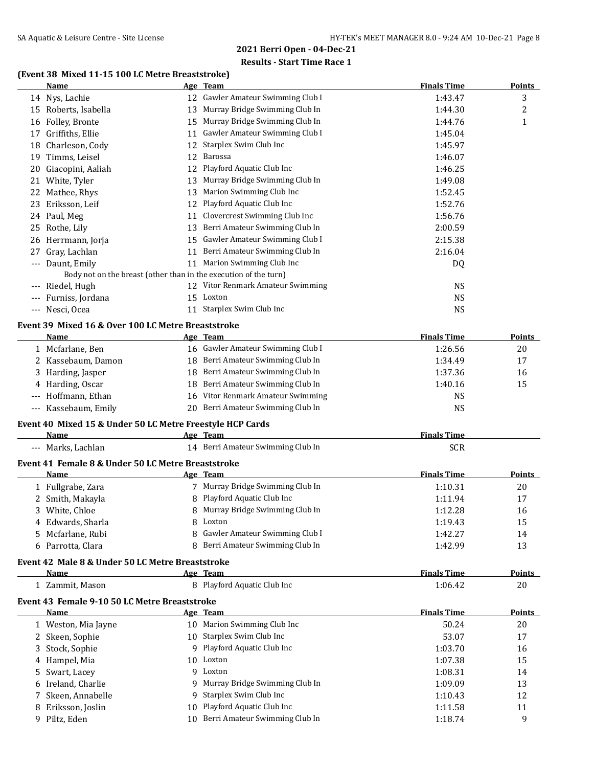## 2021 Berri Open - 04-Dec-21

### Results - Start Time Race 1

### (Event 38 Mixed 11-15 100 LC Metre Breaststroke)

| | Name | Age | Team | Finals Time | Points |
|---|---|---|---|---|---|
| 14 | Nys, Lachie | 12 | Gawler Amateur Swimming Club I | 1:43.47 | 3 |
| 15 | Roberts, Isabella | 13 | Murray Bridge Swimming Club In | 1:44.30 | 2 |
| 16 | Folley, Bronte | 15 | Murray Bridge Swimming Club In | 1:44.76 | 1 |
| 17 | Griffiths, Ellie | 11 | Gawler Amateur Swimming Club I | 1:45.04 | |
| 18 | Charleson, Cody | 12 | Starplex Swim Club Inc | 1:45.97 | |
| 19 | Timms, Leisel | 12 | Barossa | 1:46.07 | |
| 20 | Giacopini, Aaliah | 12 | Playford Aquatic Club Inc | 1:46.25 | |
| 21 | White, Tyler | 13 | Murray Bridge Swimming Club In | 1:49.08 | |
| 22 | Mathee, Rhys | 13 | Marion Swimming Club Inc | 1:52.45 | |
| 23 | Eriksson, Leif | 12 | Playford Aquatic Club Inc | 1:52.76 | |
| 24 | Paul, Meg | 11 | Clovercrest Swimming Club Inc | 1:56.76 | |
| 25 | Rothe, Lily | 13 | Berri Amateur Swimming Club In | 2:00.59 | |
| 26 | Herrmann, Jorja | 15 | Gawler Amateur Swimming Club I | 2:15.38 | |
| 27 | Gray, Lachlan | 11 | Berri Amateur Swimming Club In | 2:16.04 | |
| --- | Daunt, Emily | 11 | Marion Swimming Club Inc | DQ | |
| | Body not on the breast (other than in the execution of the turn) | | | | |
| --- | Riedel, Hugh | 12 | Vitor Renmark Amateur Swimming | NS | |
| --- | Furniss, Jordana | 15 | Loxton | NS | |
| --- | Nesci, Ocea | 11 | Starplex Swim Club Inc | NS | |

### Event 39 Mixed 16 & Over 100 LC Metre Breaststroke

| | Name | Age | Team | Finals Time | Points |
|---|---|---|---|---|---|
| 1 | Mcfarlane, Ben | 16 | Gawler Amateur Swimming Club I | 1:26.56 | 20 |
| 2 | Kassebaum, Damon | 18 | Berri Amateur Swimming Club In | 1:34.49 | 17 |
| 3 | Harding, Jasper | 18 | Berri Amateur Swimming Club In | 1:37.36 | 16 |
| 4 | Harding, Oscar | 18 | Berri Amateur Swimming Club In | 1:40.16 | 15 |
| --- | Hoffmann, Ethan | 16 | Vitor Renmark Amateur Swimming | NS | |
| --- | Kassebaum, Emily | 20 | Berri Amateur Swimming Club In | NS | |

### Event 40 Mixed 15 & Under 50 LC Metre Freestyle HCP Cards

| | Name | Age | Team | Finals Time |
|---|---|---|---|---|
| --- | Marks, Lachlan | 14 | Berri Amateur Swimming Club In | SCR |

### Event 41 Female 8 & Under 50 LC Metre Breaststroke

| | Name | Age | Team | Finals Time | Points |
|---|---|---|---|---|---|
| 1 | Fullgrabe, Zara | 7 | Murray Bridge Swimming Club In | 1:10.31 | 20 |
| 2 | Smith, Makayla | 8 | Playford Aquatic Club Inc | 1:11.94 | 17 |
| 3 | White, Chloe | 8 | Murray Bridge Swimming Club In | 1:12.28 | 16 |
| 4 | Edwards, Sharla | 8 | Loxton | 1:19.43 | 15 |
| 5 | Mcfarlane, Rubi | 8 | Gawler Amateur Swimming Club I | 1:42.27 | 14 |
| 6 | Parrotta, Clara | 8 | Berri Amateur Swimming Club In | 1:42.99 | 13 |

### Event 42 Male 8 & Under 50 LC Metre Breaststroke

| | Name | Age | Team | Finals Time | Points |
|---|---|---|---|---|---|
| 1 | Zammit, Mason | 8 | Playford Aquatic Club Inc | 1:06.42 | 20 |

### Event 43 Female 9-10 50 LC Metre Breaststroke

| | Name | Age | Team | Finals Time | Points |
|---|---|---|---|---|---|
| 1 | Weston, Mia Jayne | 10 | Marion Swimming Club Inc | 50.24 | 20 |
| 2 | Skeen, Sophie | 10 | Starplex Swim Club Inc | 53.07 | 17 |
| 3 | Stock, Sophie | 9 | Playford Aquatic Club Inc | 1:03.70 | 16 |
| 4 | Hampel, Mia | 10 | Loxton | 1:07.38 | 15 |
| 5 | Swart, Lacey | 9 | Loxton | 1:08.31 | 14 |
| 6 | Ireland, Charlie | 9 | Murray Bridge Swimming Club In | 1:09.09 | 13 |
| 7 | Skeen, Annabelle | 9 | Starplex Swim Club Inc | 1:10.43 | 12 |
| 8 | Eriksson, Joslin | 10 | Playford Aquatic Club Inc | 1:11.58 | 11 |
| 9 | Piltz, Eden | 10 | Berri Amateur Swimming Club In | 1:18.74 | 9 |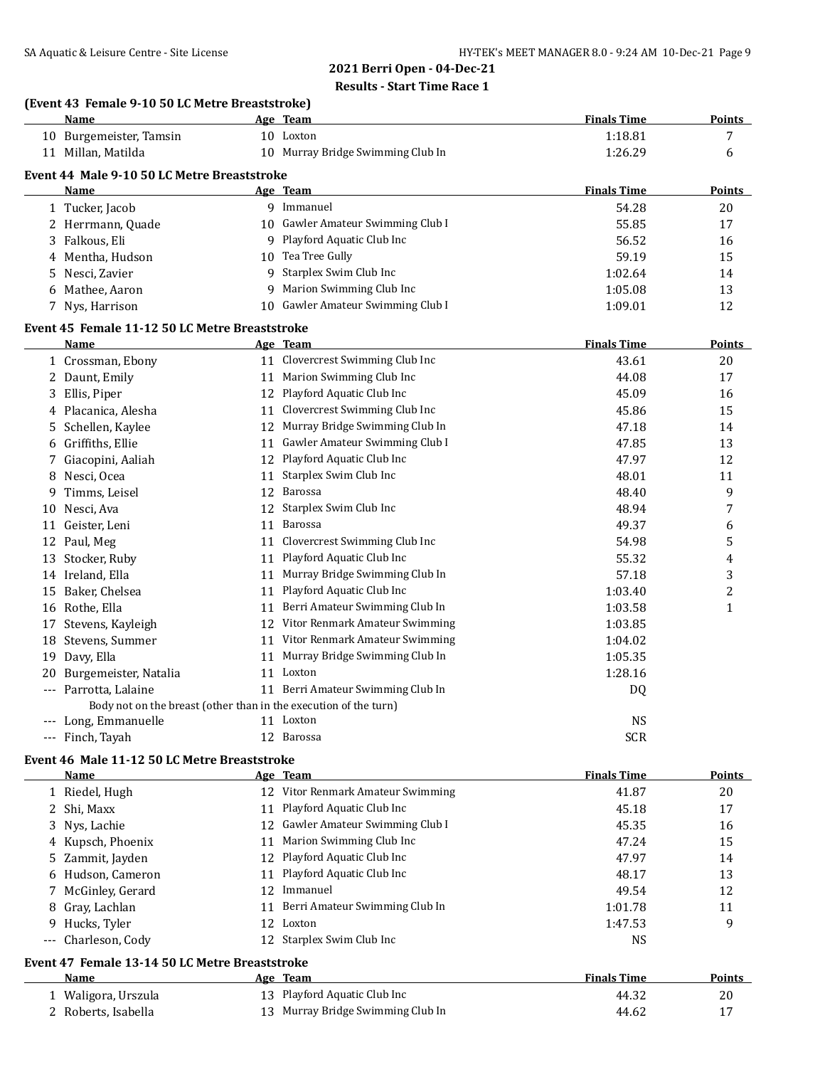## 2021 Berri Open - 04-Dec-21

### Results - Start Time Race 1

**(Event 43 Female 9-10 50 LC Metre Breaststroke)**

| | Name | Age | Team | Finals Time | Points |
|---|---|---|---|---|---|
| 10 | Burgemeister, Tamsin | 10 | Loxton | 1:18.81 | 7 |
| 11 | Millan, Matilda | 10 | Murray Bridge Swimming Club In | 1:26.29 | 6 |

**Event 44 Male 9-10 50 LC Metre Breaststroke**

| | Name | Age | Team | Finals Time | Points |
|---|---|---|---|---|---|
| 1 | Tucker, Jacob | 9 | Immanuel | 54.28 | 20 |
| 2 | Herrmann, Quade | 10 | Gawler Amateur Swimming Club I | 55.85 | 17 |
| 3 | Falkous, Eli | 9 | Playford Aquatic Club Inc | 56.52 | 16 |
| 4 | Mentha, Hudson | 10 | Tea Tree Gully | 59.19 | 15 |
| 5 | Nesci, Zavier | 9 | Starplex Swim Club Inc | 1:02.64 | 14 |
| 6 | Mathee, Aaron | 9 | Marion Swimming Club Inc | 1:05.08 | 13 |
| 7 | Nys, Harrison | 10 | Gawler Amateur Swimming Club I | 1:09.01 | 12 |

**Event 45 Female 11-12 50 LC Metre Breaststroke**

| | Name | Age | Team | Finals Time | Points |
|---|---|---|---|---|---|
| 1 | Crossman, Ebony | 11 | Clovercrest Swimming Club Inc | 43.61 | 20 |
| 2 | Daunt, Emily | 11 | Marion Swimming Club Inc | 44.08 | 17 |
| 3 | Ellis, Piper | 12 | Playford Aquatic Club Inc | 45.09 | 16 |
| 4 | Placanica, Alesha | 11 | Clovercrest Swimming Club Inc | 45.86 | 15 |
| 5 | Schellen, Kaylee | 12 | Murray Bridge Swimming Club In | 47.18 | 14 |
| 6 | Griffiths, Ellie | 11 | Gawler Amateur Swimming Club I | 47.85 | 13 |
| 7 | Giacopini, Aaliah | 12 | Playford Aquatic Club Inc | 47.97 | 12 |
| 8 | Nesci, Ocea | 11 | Starplex Swim Club Inc | 48.01 | 11 |
| 9 | Timms, Leisel | 12 | Barossa | 48.40 | 9 |
| 10 | Nesci, Ava | 12 | Starplex Swim Club Inc | 48.94 | 7 |
| 11 | Geister, Leni | 11 | Barossa | 49.37 | 6 |
| 12 | Paul, Meg | 11 | Clovercrest Swimming Club Inc | 54.98 | 5 |
| 13 | Stocker, Ruby | 11 | Playford Aquatic Club Inc | 55.32 | 4 |
| 14 | Ireland, Ella | 11 | Murray Bridge Swimming Club In | 57.18 | 3 |
| 15 | Baker, Chelsea | 11 | Playford Aquatic Club Inc | 1:03.40 | 2 |
| 16 | Rothe, Ella | 11 | Berri Amateur Swimming Club In | 1:03.58 | 1 |
| 17 | Stevens, Kayleigh | 12 | Vitor Renmark Amateur Swimming | 1:03.85 | |
| 18 | Stevens, Summer | 11 | Vitor Renmark Amateur Swimming | 1:04.02 | |
| 19 | Davy, Ella | 11 | Murray Bridge Swimming Club In | 1:05.35 | |
| 20 | Burgemeister, Natalia | 11 | Loxton | 1:28.16 | |
| --- | Parrotta, Lalaine | 11 | Berri Amateur Swimming Club In | DQ | |
| | Body not on the breast (other than in the execution of the turn) | | | | |
| --- | Long, Emmanuelle | 11 | Loxton | NS | |
| --- | Finch, Tayah | 12 | Barossa | SCR | |

**Event 46 Male 11-12 50 LC Metre Breaststroke**

| | Name | Age | Team | Finals Time | Points |
|---|---|---|---|---|---|
| 1 | Riedel, Hugh | 12 | Vitor Renmark Amateur Swimming | 41.87 | 20 |
| 2 | Shi, Maxx | 11 | Playford Aquatic Club Inc | 45.18 | 17 |
| 3 | Nys, Lachie | 12 | Gawler Amateur Swimming Club I | 45.35 | 16 |
| 4 | Kupsch, Phoenix | 11 | Marion Swimming Club Inc | 47.24 | 15 |
| 5 | Zammit, Jayden | 12 | Playford Aquatic Club Inc | 47.97 | 14 |
| 6 | Hudson, Cameron | 11 | Playford Aquatic Club Inc | 48.17 | 13 |
| 7 | McGinley, Gerard | 12 | Immanuel | 49.54 | 12 |
| 8 | Gray, Lachlan | 11 | Berri Amateur Swimming Club In | 1:01.78 | 11 |
| 9 | Hucks, Tyler | 12 | Loxton | 1:47.53 | 9 |
| --- | Charleson, Cody | 12 | Starplex Swim Club Inc | NS | |

**Event 47 Female 13-14 50 LC Metre Breaststroke**

| | Name | Age | Team | Finals Time | Points |
|---|---|---|---|---|---|
| 1 | Waligora, Urszula | 13 | Playford Aquatic Club Inc | 44.32 | 20 |
| 2 | Roberts, Isabella | 13 | Murray Bridge Swimming Club In | 44.62 | 17 |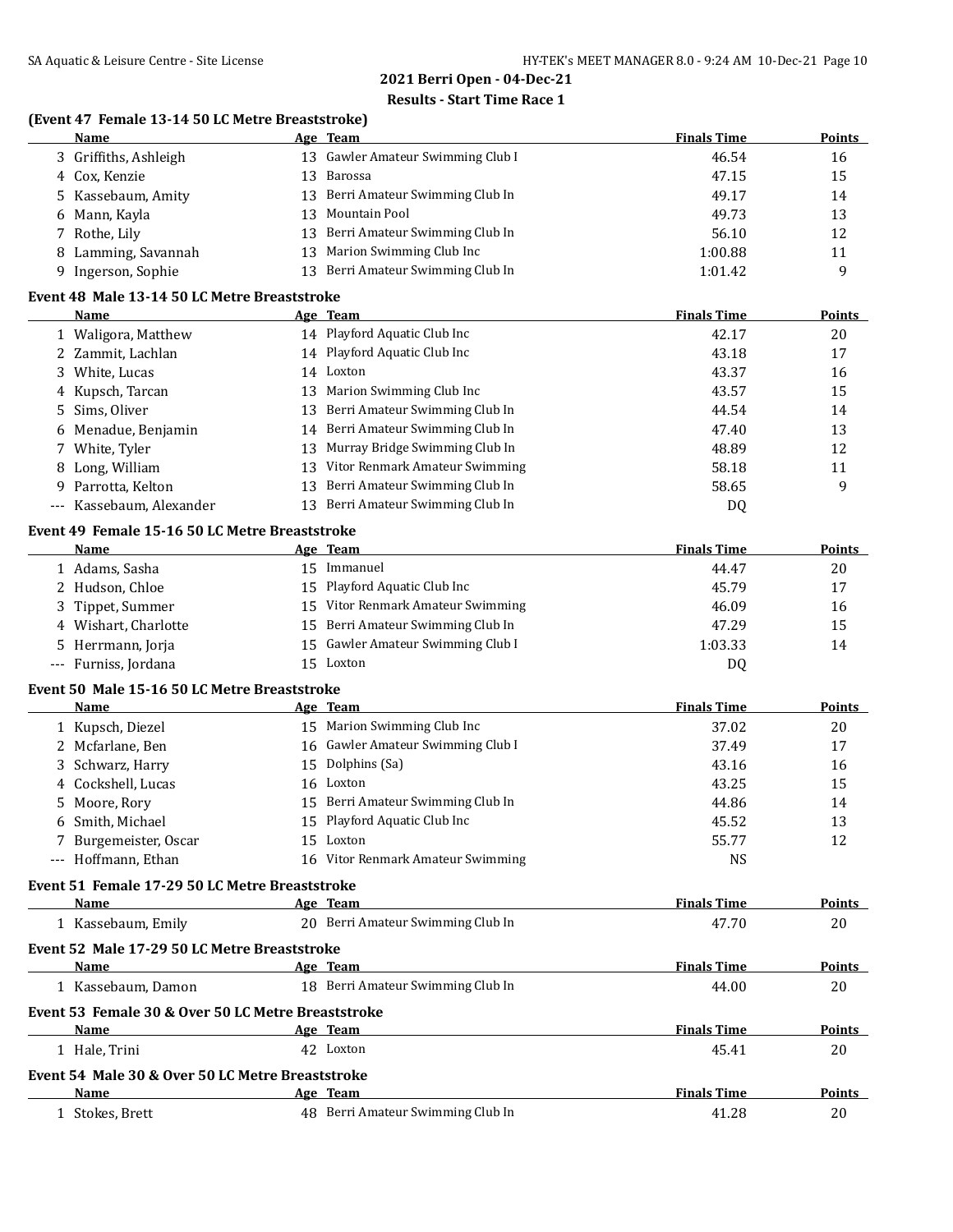## 2021 Berri Open - 04-Dec-21

### Results - Start Time Race 1

#### (Event 47 Female 13-14 50 LC Metre Breaststroke)

| | Name | Age | Team | Finals Time | Points |
|---|---|---|---|---|---|
| 3 | Griffiths, Ashleigh | 13 | Gawler Amateur Swimming Club I | 46.54 | 16 |
| 4 | Cox, Kenzie | 13 | Barossa | 47.15 | 15 |
| 5 | Kassebaum, Amity | 13 | Berri Amateur Swimming Club In | 49.17 | 14 |
| 6 | Mann, Kayla | 13 | Mountain Pool | 49.73 | 13 |
| 7 | Rothe, Lily | 13 | Berri Amateur Swimming Club In | 56.10 | 12 |
| 8 | Lamming, Savannah | 13 | Marion Swimming Club Inc | 1:00.88 | 11 |
| 9 | Ingerson, Sophie | 13 | Berri Amateur Swimming Club In | 1:01.42 | 9 |

#### Event 48 Male 13-14 50 LC Metre Breaststroke

| | Name | Age | Team | Finals Time | Points |
|---|---|---|---|---|---|
| 1 | Waligora, Matthew | 14 | Playford Aquatic Club Inc | 42.17 | 20 |
| 2 | Zammit, Lachlan | 14 | Playford Aquatic Club Inc | 43.18 | 17 |
| 3 | White, Lucas | 14 | Loxton | 43.37 | 16 |
| 4 | Kupsch, Tarcan | 13 | Marion Swimming Club Inc | 43.57 | 15 |
| 5 | Sims, Oliver | 13 | Berri Amateur Swimming Club In | 44.54 | 14 |
| 6 | Menadue, Benjamin | 14 | Berri Amateur Swimming Club In | 47.40 | 13 |
| 7 | White, Tyler | 13 | Murray Bridge Swimming Club In | 48.89 | 12 |
| 8 | Long, William | 13 | Vitor Renmark Amateur Swimming | 58.18 | 11 |
| 9 | Parrotta, Kelton | 13 | Berri Amateur Swimming Club In | 58.65 | 9 |
| --- | Kassebaum, Alexander | 13 | Berri Amateur Swimming Club In | DQ | |

#### Event 49 Female 15-16 50 LC Metre Breaststroke

| | Name | Age | Team | Finals Time | Points |
|---|---|---|---|---|---|
| 1 | Adams, Sasha | 15 | Immanuel | 44.47 | 20 |
| 2 | Hudson, Chloe | 15 | Playford Aquatic Club Inc | 45.79 | 17 |
| 3 | Tippet, Summer | 15 | Vitor Renmark Amateur Swimming | 46.09 | 16 |
| 4 | Wishart, Charlotte | 15 | Berri Amateur Swimming Club In | 47.29 | 15 |
| 5 | Herrmann, Jorja | 15 | Gawler Amateur Swimming Club I | 1:03.33 | 14 |
| --- | Furniss, Jordana | 15 | Loxton | DQ | |

#### Event 50 Male 15-16 50 LC Metre Breaststroke

| | Name | Age | Team | Finals Time | Points |
|---|---|---|---|---|---|
| 1 | Kupsch, Diezel | 15 | Marion Swimming Club Inc | 37.02 | 20 |
| 2 | Mcfarlane, Ben | 16 | Gawler Amateur Swimming Club I | 37.49 | 17 |
| 3 | Schwarz, Harry | 15 | Dolphins (Sa) | 43.16 | 16 |
| 4 | Cockshell, Lucas | 16 | Loxton | 43.25 | 15 |
| 5 | Moore, Rory | 15 | Berri Amateur Swimming Club In | 44.86 | 14 |
| 6 | Smith, Michael | 15 | Playford Aquatic Club Inc | 45.52 | 13 |
| 7 | Burgemeister, Oscar | 15 | Loxton | 55.77 | 12 |
| --- | Hoffmann, Ethan | 16 | Vitor Renmark Amateur Swimming | NS | |

#### Event 51 Female 17-29 50 LC Metre Breaststroke

| | Name | Age | Team | Finals Time | Points |
|---|---|---|---|---|---|
| 1 | Kassebaum, Emily | 20 | Berri Amateur Swimming Club In | 47.70 | 20 |

#### Event 52 Male 17-29 50 LC Metre Breaststroke

| | Name | Age | Team | Finals Time | Points |
|---|---|---|---|---|---|
| 1 | Kassebaum, Damon | 18 | Berri Amateur Swimming Club In | 44.00 | 20 |

#### Event 53 Female 30 & Over 50 LC Metre Breaststroke

| | Name | Age | Team | Finals Time | Points |
|---|---|---|---|---|---|
| 1 | Hale, Trini | 42 | Loxton | 45.41 | 20 |

#### Event 54 Male 30 & Over 50 LC Metre Breaststroke

| | Name | Age | Team | Finals Time | Points |
|---|---|---|---|---|---|
| 1 | Stokes, Brett | 48 | Berri Amateur Swimming Club In | 41.28 | 20 |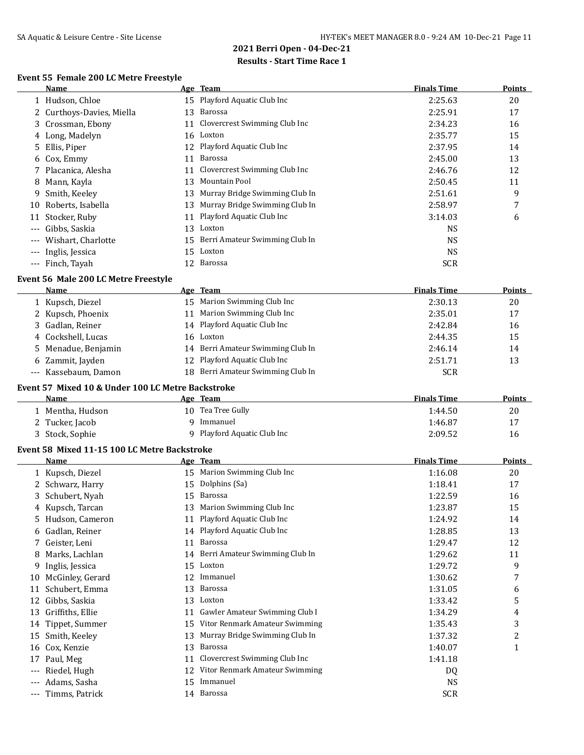## 2021 Berri Open - 04-Dec-21

### Results - Start Time Race 1

#### Event 55 Female 200 LC Metre Freestyle

| | Name | Age | Team | Finals Time | Points |
|---|---|---|---|---|---|
| 1 | Hudson, Chloe | 15 | Playford Aquatic Club Inc | 2:25.63 | 20 |
| 2 | Curthoys-Davies, Miella | 13 | Barossa | 2:25.91 | 17 |
| 3 | Crossman, Ebony | 11 | Clovercrest Swimming Club Inc | 2:34.23 | 16 |
| 4 | Long, Madelyn | 16 | Loxton | 2:35.77 | 15 |
| 5 | Ellis, Piper | 12 | Playford Aquatic Club Inc | 2:37.95 | 14 |
| 6 | Cox, Emmy | 11 | Barossa | 2:45.00 | 13 |
| 7 | Placanica, Alesha | 11 | Clovercrest Swimming Club Inc | 2:46.76 | 12 |
| 8 | Mann, Kayla | 13 | Mountain Pool | 2:50.45 | 11 |
| 9 | Smith, Keeley | 13 | Murray Bridge Swimming Club In | 2:51.61 | 9 |
| 10 | Roberts, Isabella | 13 | Murray Bridge Swimming Club In | 2:58.97 | 7 |
| 11 | Stocker, Ruby | 11 | Playford Aquatic Club Inc | 3:14.03 | 6 |
| --- | Gibbs, Saskia | 13 | Loxton | NS | |
| --- | Wishart, Charlotte | 15 | Berri Amateur Swimming Club In | NS | |
| --- | Inglis, Jessica | 15 | Loxton | NS | |
| --- | Finch, Tayah | 12 | Barossa | SCR | |

#### Event 56 Male 200 LC Metre Freestyle

| | Name | Age | Team | Finals Time | Points |
|---|---|---|---|---|---|
| 1 | Kupsch, Diezel | 15 | Marion Swimming Club Inc | 2:30.13 | 20 |
| 2 | Kupsch, Phoenix | 11 | Marion Swimming Club Inc | 2:35.01 | 17 |
| 3 | Gadlan, Reiner | 14 | Playford Aquatic Club Inc | 2:42.84 | 16 |
| 4 | Cockshell, Lucas | 16 | Loxton | 2:44.35 | 15 |
| 5 | Menadue, Benjamin | 14 | Berri Amateur Swimming Club In | 2:46.14 | 14 |
| 6 | Zammit, Jayden | 12 | Playford Aquatic Club Inc | 2:51.71 | 13 |
| --- | Kassebaum, Damon | 18 | Berri Amateur Swimming Club In | SCR | |

#### Event 57 Mixed 10 & Under 100 LC Metre Backstroke

| | Name | Age | Team | Finals Time | Points |
|---|---|---|---|---|---|
| 1 | Mentha, Hudson | 10 | Tea Tree Gully | 1:44.50 | 20 |
| 2 | Tucker, Jacob | 9 | Immanuel | 1:46.87 | 17 |
| 3 | Stock, Sophie | 9 | Playford Aquatic Club Inc | 2:09.52 | 16 |

#### Event 58 Mixed 11-15 100 LC Metre Backstroke

| | Name | Age | Team | Finals Time | Points |
|---|---|---|---|---|---|
| 1 | Kupsch, Diezel | 15 | Marion Swimming Club Inc | 1:16.08 | 20 |
| 2 | Schwarz, Harry | 15 | Dolphins (Sa) | 1:18.41 | 17 |
| 3 | Schubert, Nyah | 15 | Barossa | 1:22.59 | 16 |
| 4 | Kupsch, Tarcan | 13 | Marion Swimming Club Inc | 1:23.87 | 15 |
| 5 | Hudson, Cameron | 11 | Playford Aquatic Club Inc | 1:24.92 | 14 |
| 6 | Gadlan, Reiner | 14 | Playford Aquatic Club Inc | 1:28.85 | 13 |
| 7 | Geister, Leni | 11 | Barossa | 1:29.47 | 12 |
| 8 | Marks, Lachlan | 14 | Berri Amateur Swimming Club In | 1:29.62 | 11 |
| 9 | Inglis, Jessica | 15 | Loxton | 1:29.72 | 9 |
| 10 | McGinley, Gerard | 12 | Immanuel | 1:30.62 | 7 |
| 11 | Schubert, Emma | 13 | Barossa | 1:31.05 | 6 |
| 12 | Gibbs, Saskia | 13 | Loxton | 1:33.42 | 5 |
| 13 | Griffiths, Ellie | 11 | Gawler Amateur Swimming Club I | 1:34.29 | 4 |
| 14 | Tippet, Summer | 15 | Vitor Renmark Amateur Swimming | 1:35.43 | 3 |
| 15 | Smith, Keeley | 13 | Murray Bridge Swimming Club In | 1:37.32 | 2 |
| 16 | Cox, Kenzie | 13 | Barossa | 1:40.07 | 1 |
| 17 | Paul, Meg | 11 | Clovercrest Swimming Club Inc | 1:41.18 | |
| --- | Riedel, Hugh | 12 | Vitor Renmark Amateur Swimming | DQ | |
| --- | Adams, Sasha | 15 | Immanuel | NS | |
| --- | Timms, Patrick | 14 | Barossa | SCR | |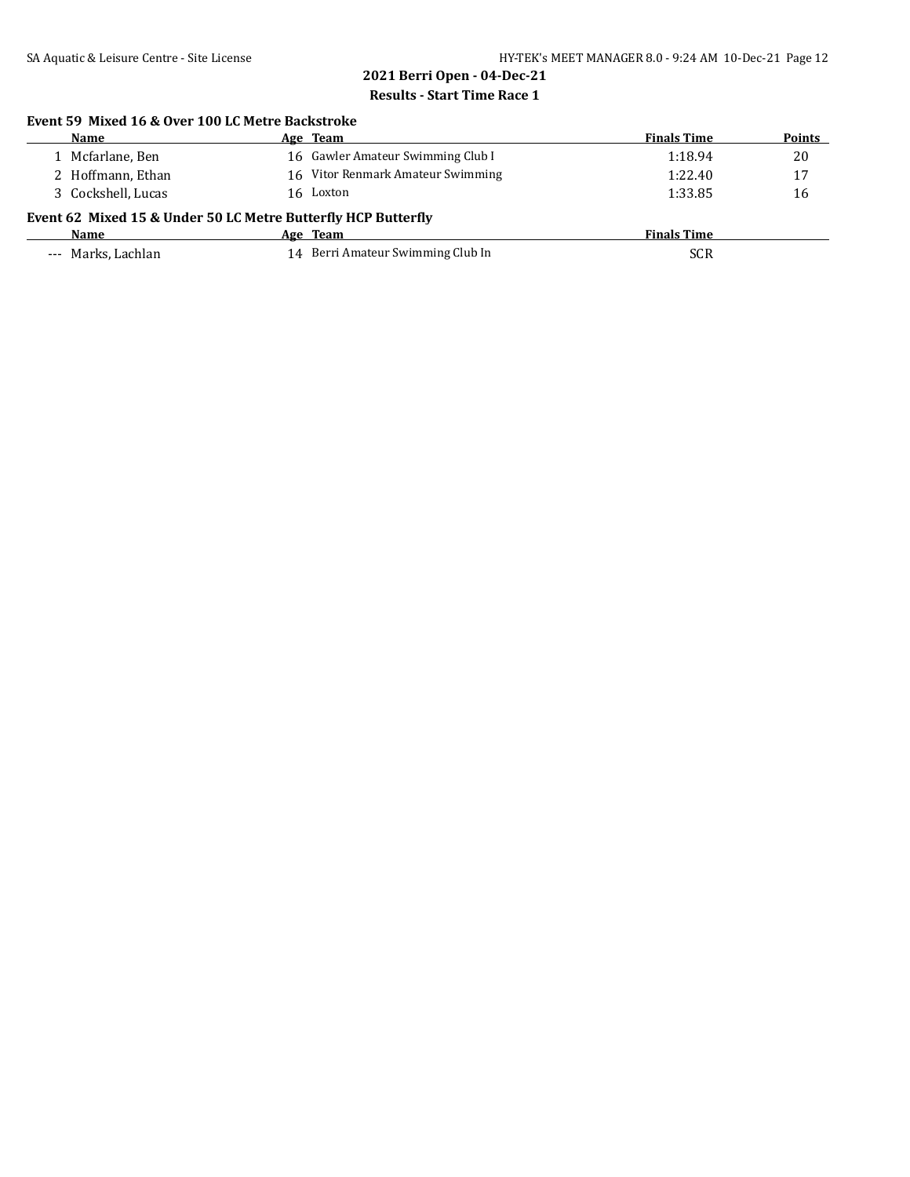## 2021 Berri Open - 04-Dec-21

### Results - Start Time Race 1

**Event 59 Mixed 16 & Over 100 LC Metre Backstroke**

| | Name | Age | Team | Finals Time | Points |
|---|---|---|---|---|---|
| 1 | Mcfarlane, Ben | 16 | Gawler Amateur Swimming Club I | 1:18.94 | 20 |
| 2 | Hoffmann, Ethan | 16 | Vitor Renmark Amateur Swimming | 1:22.40 | 17 |
| 3 | Cockshell, Lucas | 16 | Loxton | 1:33.85 | 16 |

**Event 62 Mixed 15 & Under 50 LC Metre Butterfly HCP Butterfly**

| | Name | Age | Team | Finals Time |
|---|---|---|---|---|
| --- | Marks, Lachlan | 14 | Berri Amateur Swimming Club In | SCR |